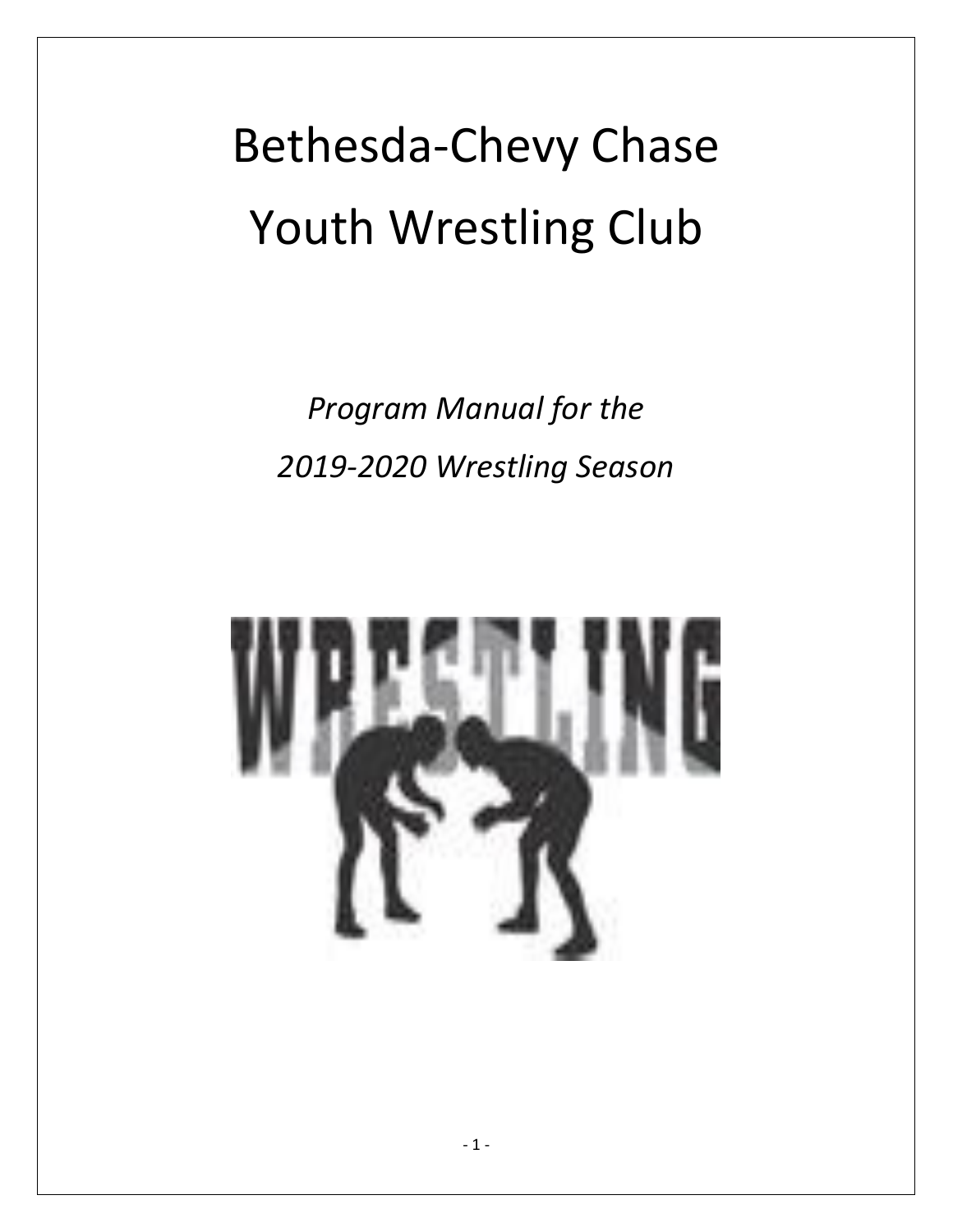# Bethesda-Chevy Chase Youth Wrestling Club

*Program Manual for the*

*2019-2020 Wrestling Season*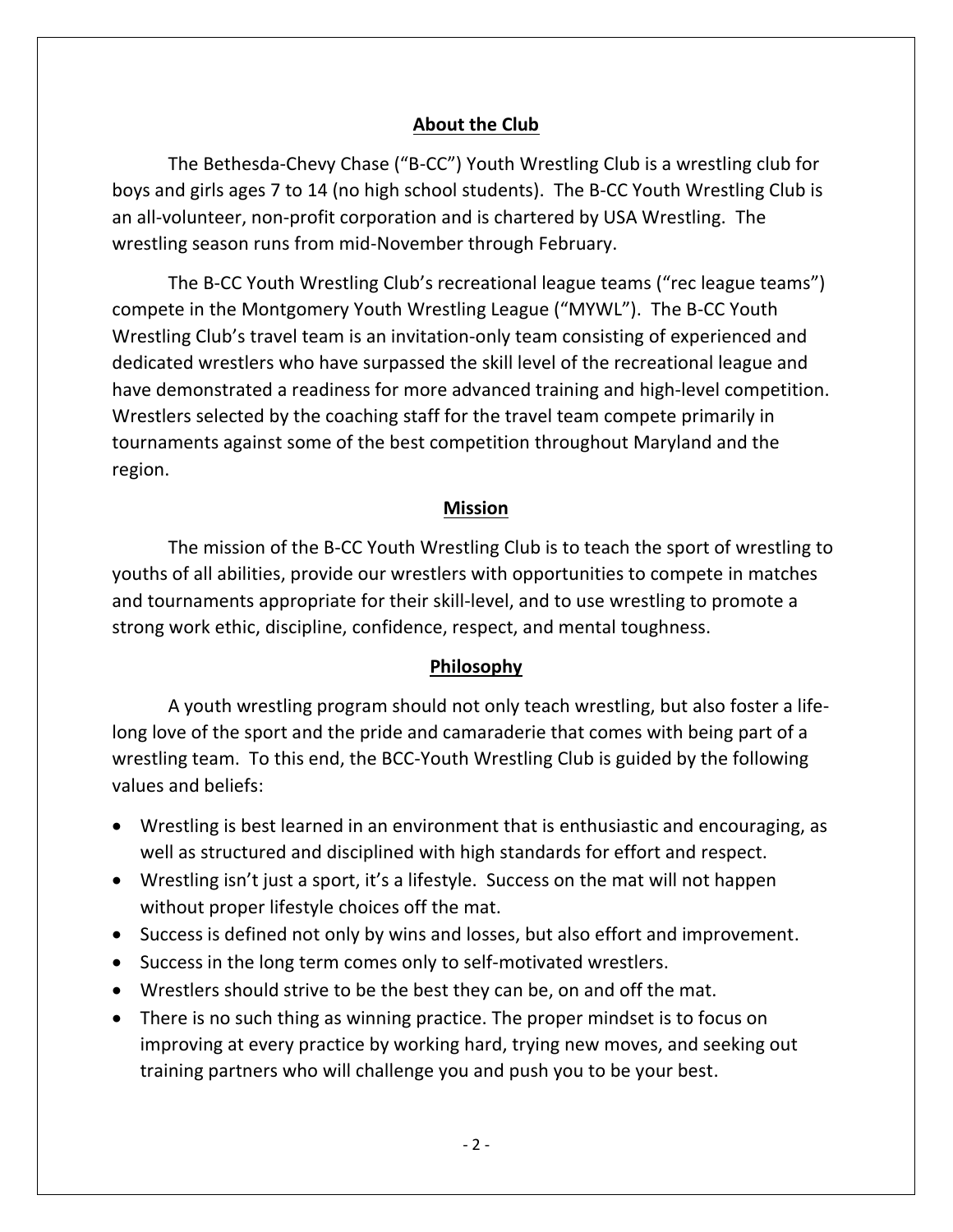## About the Club

The Bethesda-Chevy Chase ("B-CC") Youth Wrestling Club is a wrestling club for boys and girls ages 7 to 14 (no high school students). The B-CC Youth Wrestling Club is an all-volunteer, non-profit corporation and is chartered by USA Wrestling. The wrestling season runs from mid-November through February.

The B-CC Youth Wrestling Club's recreational league teams ("rec league teams") compete in the Montgomery Youth Wrestling League ("MYWL"). The B-CC Youth Wrestling Club's travel team is an invitation-only team consisting of experienced and dedicated wrestlers who have surpassed the skill level of the recreational league and have demonstrated a readiness for more advanced training and high-level competition. Wrestlers selected by the coaching staff for the travel team compete primarily in tournaments against some of the best competition throughout Maryland and the region.

## Mission

The mission of the B-CC Youth Wrestling Club is to teach the sport of wrestling to youths of all abilities, provide our wrestlers with opportunities to compete in matches and tournaments appropriate for their skill-level, and to use wrestling to promote a strong work ethic, discipline, confidence, respect, and mental toughness.

## Philosophy

A youth wrestling program should not only teach wrestling, but also foster a life-long love of the sport and the pride and camaraderie that comes with being part of a wrestling team. To this end, the BCC-Youth Wrestling Club is guided by the following values and beliefs:

- Wrestling is best learned in an environment that is enthusiastic and encouraging, as well as structured and disciplined with high standards for effort and respect.
- Wrestling isn't just a sport, it's a lifestyle. Success on the mat will not happen without proper lifestyle choices off the mat.
- Success is defined not only by wins and losses, but also effort and improvement.
- Success in the long term comes only to self-motivated wrestlers.
- Wrestlers should strive to be the best they can be, on and off the mat.
- There is no such thing as winning practice. The proper mindset is to focus on improving at every practice by working hard, trying new moves, and seeking out training partners who will challenge you and push you to be your best.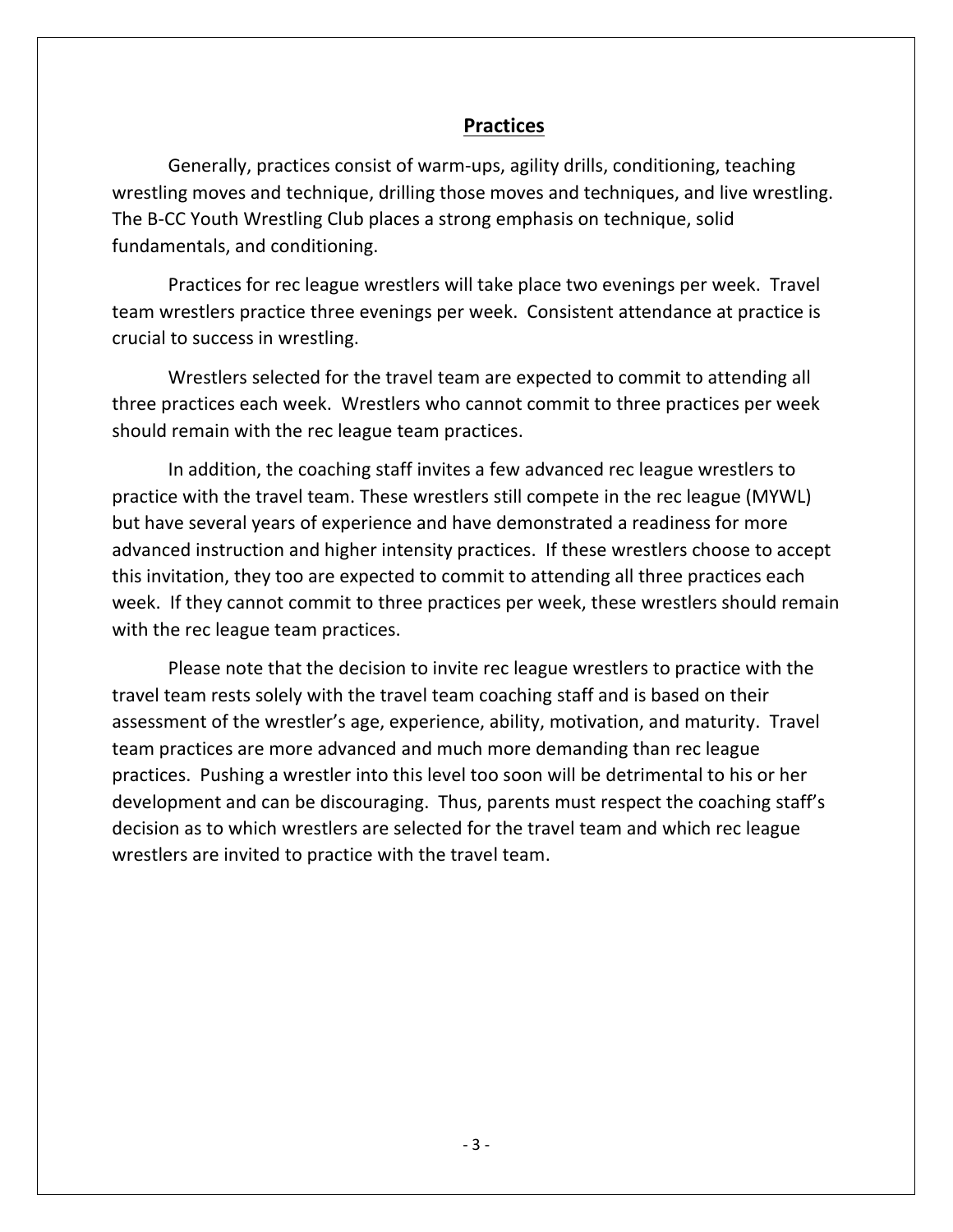## Practices

Generally, practices consist of warm-ups, agility drills, conditioning, teaching wrestling moves and technique, drilling those moves and techniques, and live wrestling. The B-CC Youth Wrestling Club places a strong emphasis on technique, solid fundamentals, and conditioning.

Practices for rec league wrestlers will take place two evenings per week. Travel team wrestlers practice three evenings per week. Consistent attendance at practice is crucial to success in wrestling.

Wrestlers selected for the travel team are expected to commit to attending all three practices each week. Wrestlers who cannot commit to three practices per week should remain with the rec league team practices.

In addition, the coaching staff invites a few advanced rec league wrestlers to practice with the travel team. These wrestlers still compete in the rec league (MYWL) but have several years of experience and have demonstrated a readiness for more advanced instruction and higher intensity practices. If these wrestlers choose to accept this invitation, they too are expected to commit to attending all three practices each week. If they cannot commit to three practices per week, these wrestlers should remain with the rec league team practices.

Please note that the decision to invite rec league wrestlers to practice with the travel team rests solely with the travel team coaching staff and is based on their assessment of the wrestler's age, experience, ability, motivation, and maturity. Travel team practices are more advanced and much more demanding than rec league practices. Pushing a wrestler into this level too soon will be detrimental to his or her development and can be discouraging. Thus, parents must respect the coaching staff's decision as to which wrestlers are selected for the travel team and which rec league wrestlers are invited to practice with the travel team.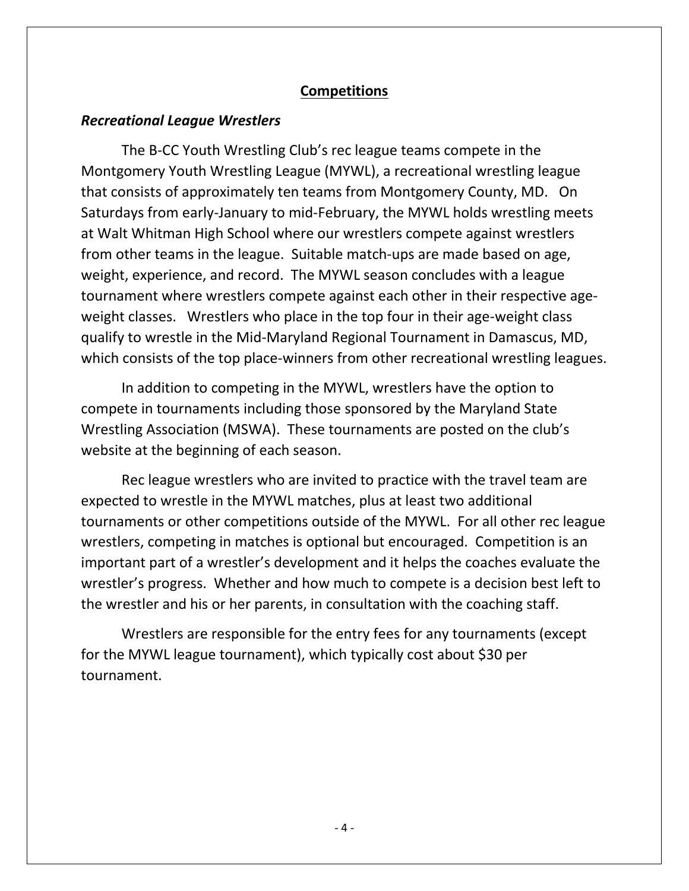## Competitions

### *Recreational League Wrestlers*

The B-CC Youth Wrestling Club's rec league teams compete in the Montgomery Youth Wrestling League (MYWL), a recreational wrestling league that consists of approximately ten teams from Montgomery County, MD. On Saturdays from early-January to mid-February, the MYWL holds wrestling meets at Walt Whitman High School where our wrestlers compete against wrestlers from other teams in the league. Suitable match-ups are made based on age, weight, experience, and record. The MYWL season concludes with a league tournament where wrestlers compete against each other in their respective age-weight classes. Wrestlers who place in the top four in their age-weight class qualify to wrestle in the Mid-Maryland Regional Tournament in Damascus, MD, which consists of the top place-winners from other recreational wrestling leagues.

In addition to competing in the MYWL, wrestlers have the option to compete in tournaments including those sponsored by the Maryland State Wrestling Association (MSWA). These tournaments are posted on the club's website at the beginning of each season.

Rec league wrestlers who are invited to practice with the travel team are expected to wrestle in the MYWL matches, plus at least two additional tournaments or other competitions outside of the MYWL. For all other rec league wrestlers, competing in matches is optional but encouraged. Competition is an important part of a wrestler's development and it helps the coaches evaluate the wrestler's progress. Whether and how much to compete is a decision best left to the wrestler and his or her parents, in consultation with the coaching staff.

Wrestlers are responsible for the entry fees for any tournaments (except for the MYWL league tournament), which typically cost about $30 per tournament.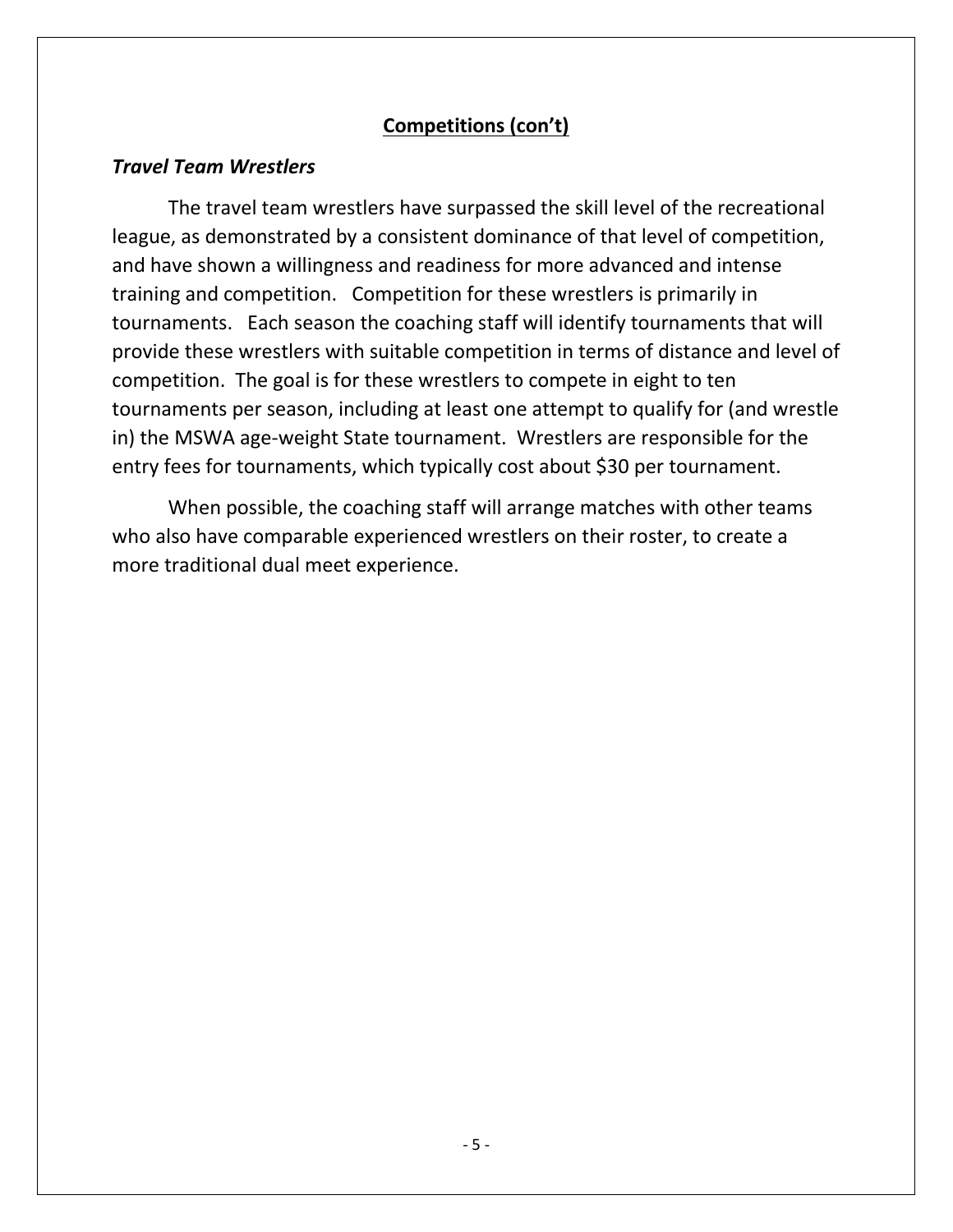## **Competitions (con't)**

### ***Travel Team Wrestlers***

The travel team wrestlers have surpassed the skill level of the recreational league, as demonstrated by a consistent dominance of that level of competition, and have shown a willingness and readiness for more advanced and intense training and competition. Competition for these wrestlers is primarily in tournaments. Each season the coaching staff will identify tournaments that will provide these wrestlers with suitable competition in terms of distance and level of competition. The goal is for these wrestlers to compete in eight to ten tournaments per season, including at least one attempt to qualify for (and wrestle in) the MSWA age-weight State tournament. Wrestlers are responsible for the entry fees for tournaments, which typically cost about $30 per tournament.

When possible, the coaching staff will arrange matches with other teams who also have comparable experienced wrestlers on their roster, to create a more traditional dual meet experience.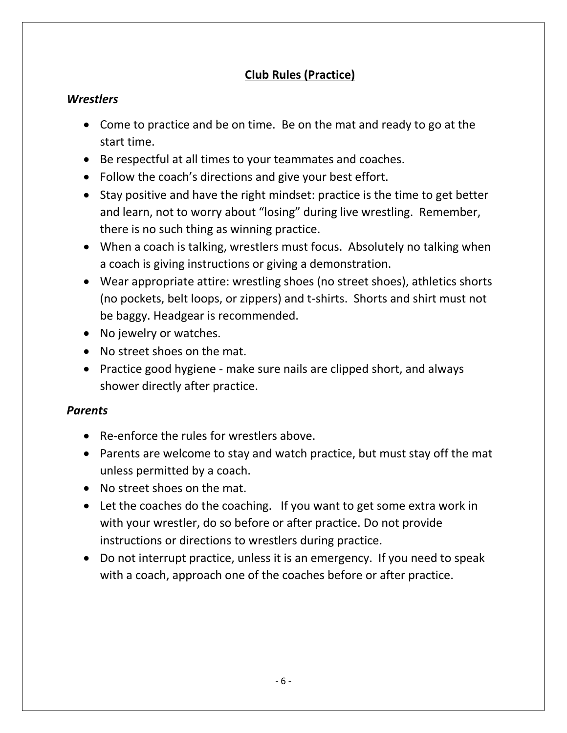## Club Rules (Practice)

### *Wrestlers*

- Come to practice and be on time. Be on the mat and ready to go at the start time.
- Be respectful at all times to your teammates and coaches.
- Follow the coach's directions and give your best effort.
- Stay positive and have the right mindset: practice is the time to get better and learn, not to worry about "losing" during live wrestling. Remember, there is no such thing as winning practice.
- When a coach is talking, wrestlers must focus. Absolutely no talking when a coach is giving instructions or giving a demonstration.
- Wear appropriate attire: wrestling shoes (no street shoes), athletics shorts (no pockets, belt loops, or zippers) and t-shirts. Shorts and shirt must not be baggy. Headgear is recommended.
- No jewelry or watches.
- No street shoes on the mat.
- Practice good hygiene - make sure nails are clipped short, and always shower directly after practice.

### *Parents*

- Re-enforce the rules for wrestlers above.
- Parents are welcome to stay and watch practice, but must stay off the mat unless permitted by a coach.
- No street shoes on the mat.
- Let the coaches do the coaching. If you want to get some extra work in with your wrestler, do so before or after practice. Do not provide instructions or directions to wrestlers during practice.
- Do not interrupt practice, unless it is an emergency. If you need to speak with a coach, approach one of the coaches before or after practice.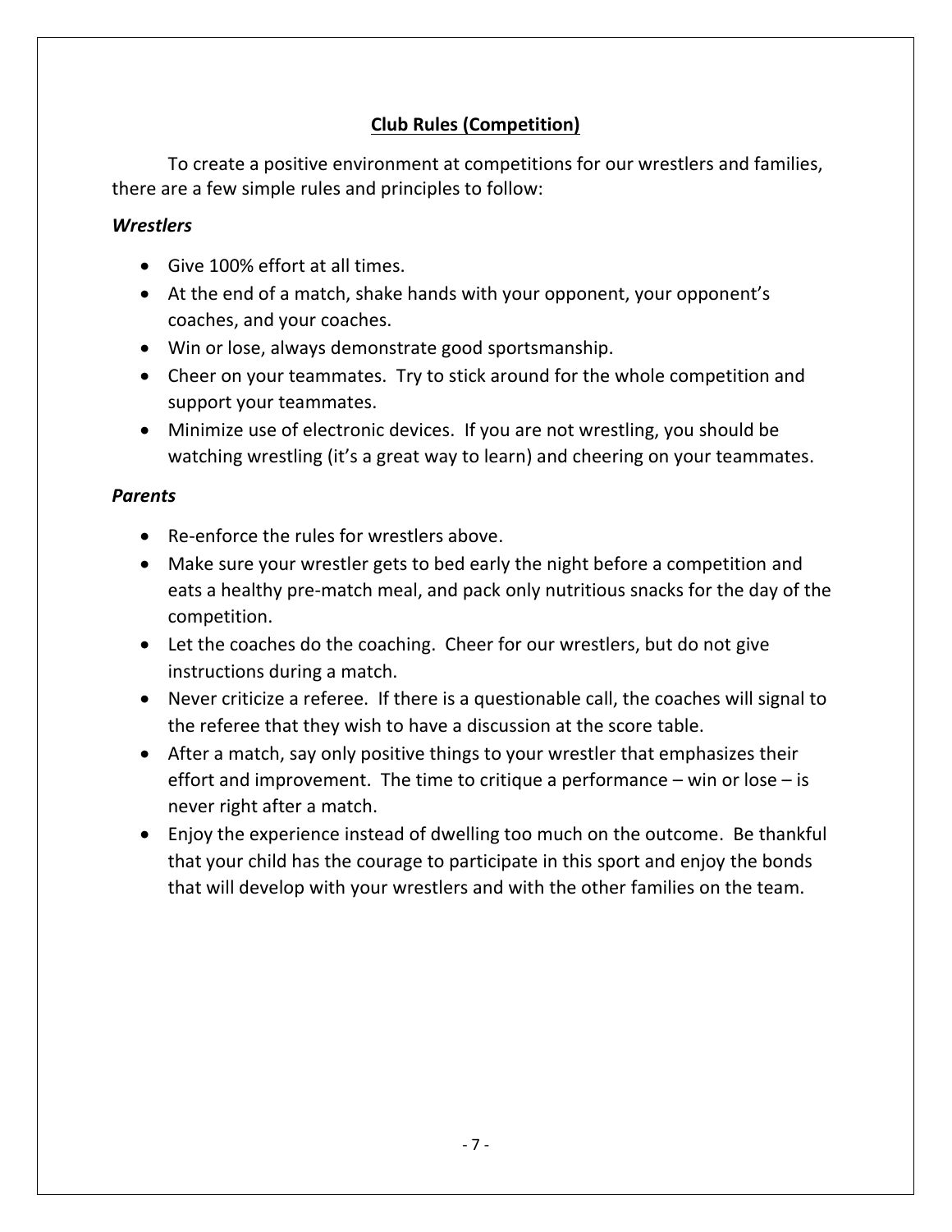## Club Rules (Competition)

To create a positive environment at competitions for our wrestlers and families, there are a few simple rules and principles to follow:

***Wrestlers***

- Give 100% effort at all times.
- At the end of a match, shake hands with your opponent, your opponent's coaches, and your coaches.
- Win or lose, always demonstrate good sportsmanship.
- Cheer on your teammates. Try to stick around for the whole competition and support your teammates.
- Minimize use of electronic devices. If you are not wrestling, you should be watching wrestling (it's a great way to learn) and cheering on your teammates.

***Parents***

- Re-enforce the rules for wrestlers above.
- Make sure your wrestler gets to bed early the night before a competition and eats a healthy pre-match meal, and pack only nutritious snacks for the day of the competition.
- Let the coaches do the coaching. Cheer for our wrestlers, but do not give instructions during a match.
- Never criticize a referee. If there is a questionable call, the coaches will signal to the referee that they wish to have a discussion at the score table.
- After a match, say only positive things to your wrestler that emphasizes their effort and improvement. The time to critique a performance – win or lose – is never right after a match.
- Enjoy the experience instead of dwelling too much on the outcome. Be thankful that your child has the courage to participate in this sport and enjoy the bonds that will develop with your wrestlers and with the other families on the team.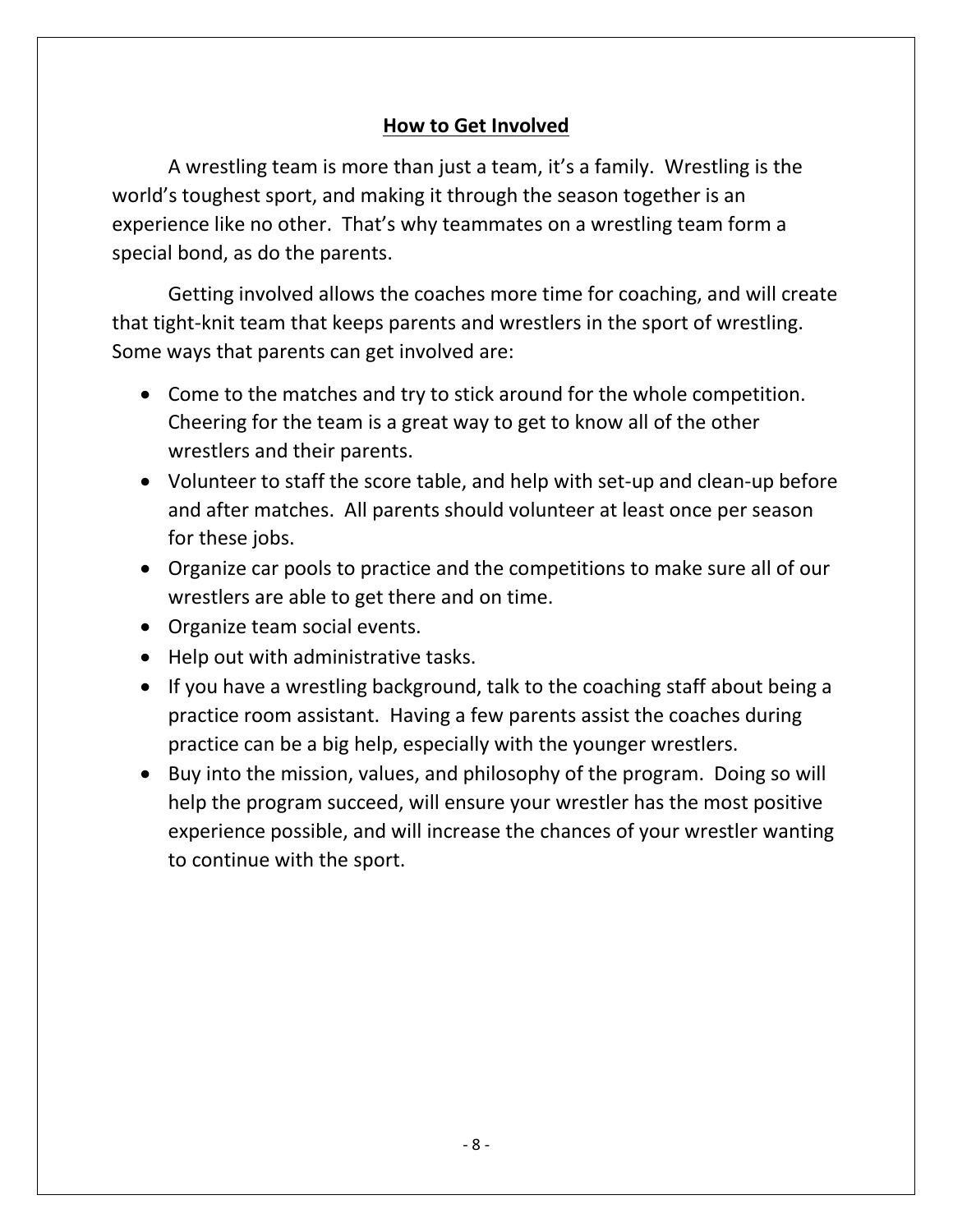## How to Get Involved

A wrestling team is more than just a team, it's a family. Wrestling is the world's toughest sport, and making it through the season together is an experience like no other. That's why teammates on a wrestling team form a special bond, as do the parents.

Getting involved allows the coaches more time for coaching, and will create that tight-knit team that keeps parents and wrestlers in the sport of wrestling. Some ways that parents can get involved are:

- Come to the matches and try to stick around for the whole competition. Cheering for the team is a great way to get to know all of the other wrestlers and their parents.
- Volunteer to staff the score table, and help with set-up and clean-up before and after matches. All parents should volunteer at least once per season for these jobs.
- Organize car pools to practice and the competitions to make sure all of our wrestlers are able to get there and on time.
- Organize team social events.
- Help out with administrative tasks.
- If you have a wrestling background, talk to the coaching staff about being a practice room assistant. Having a few parents assist the coaches during practice can be a big help, especially with the younger wrestlers.
- Buy into the mission, values, and philosophy of the program. Doing so will help the program succeed, will ensure your wrestler has the most positive experience possible, and will increase the chances of your wrestler wanting to continue with the sport.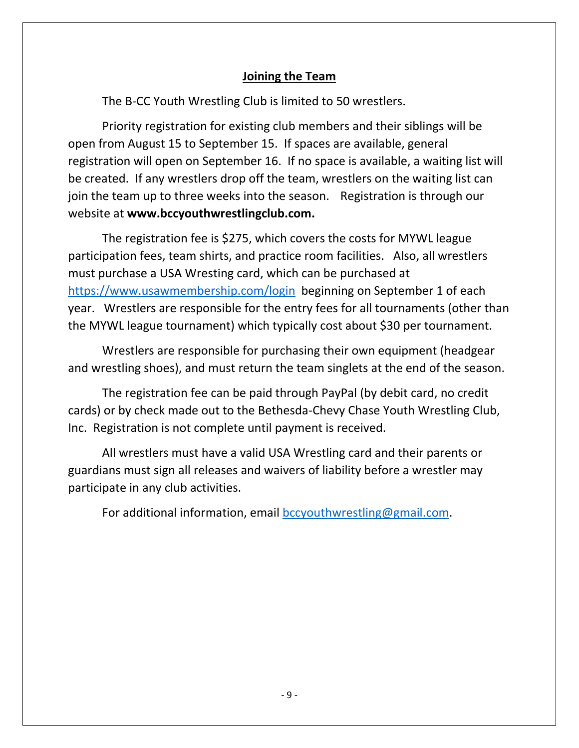## Joining the Team

The B-CC Youth Wrestling Club is limited to 50 wrestlers.

Priority registration for existing club members and their siblings will be open from August 15 to September 15. If spaces are available, general registration will open on September 16. If no space is available, a waiting list will be created. If any wrestlers drop off the team, wrestlers on the waiting list can join the team up to three weeks into the season. Registration is through our website at **www.bccyouthwrestlingclub.com.**

The registration fee is $275, which covers the costs for MYWL league participation fees, team shirts, and practice room facilities. Also, all wrestlers must purchase a USA Wresting card, which can be purchased at https://www.usawmembership.com/login beginning on September 1 of each year. Wrestlers are responsible for the entry fees for all tournaments (other than the MYWL league tournament) which typically cost about $30 per tournament.

Wrestlers are responsible for purchasing their own equipment (headgear and wrestling shoes), and must return the team singlets at the end of the season.

The registration fee can be paid through PayPal (by debit card, no credit cards) or by check made out to the Bethesda-Chevy Chase Youth Wrestling Club, Inc. Registration is not complete until payment is received.

All wrestlers must have a valid USA Wrestling card and their parents or guardians must sign all releases and waivers of liability before a wrestler may participate in any club activities.

For additional information, email bccyouthwrestling@gmail.com.